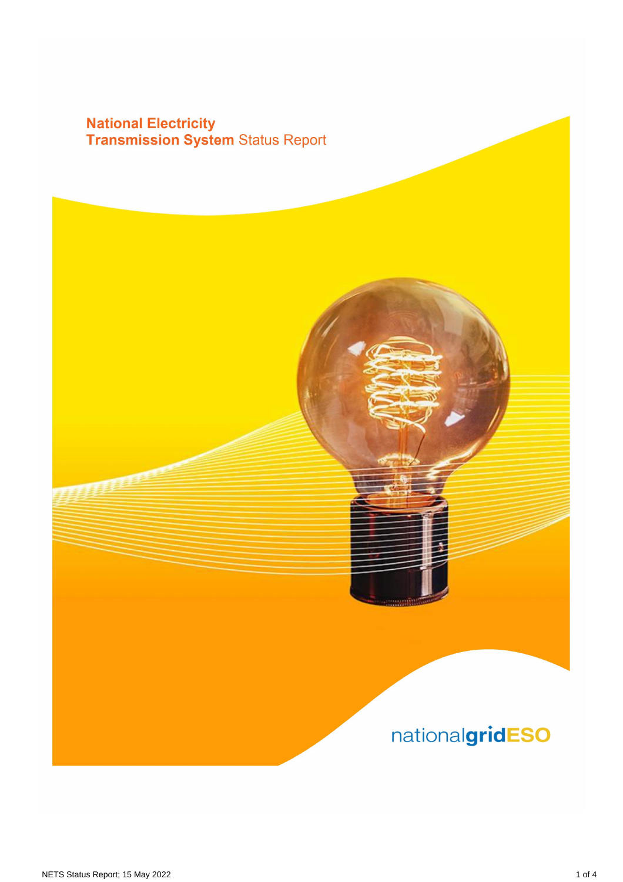# National Electricity Transmission System Status Report

nationalgridESO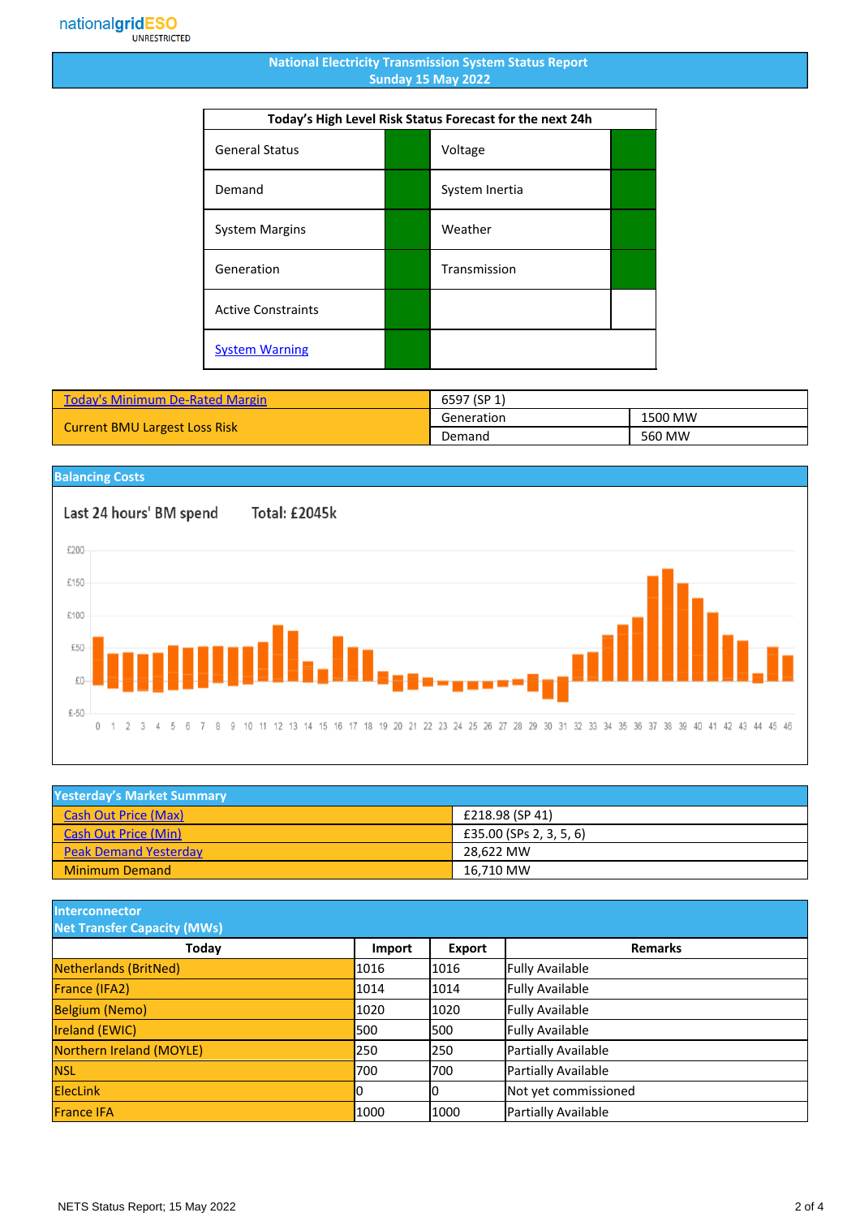nationalgridESO
UNRESTRICTED

# National Electricity Transmission System Status Report
## Sunday 15 May 2022

| Today's High Level Risk Status Forecast for the next 24h | | | |
|---|---|---|---|
| General Status | | Voltage | |
| Demand | | System Inertia | |
| System Margins | | Weather | |
| Generation | | Transmission | |
| Active Constraints | | | |
| System Warning | | | |

| Today's Minimum De-Rated Margin | 6597 (SP 1) | |
|---|---|---|
| Current BMU Largest Loss Risk | Generation | 1500 MW |
| | Demand | 560 MW |

## Balancing Costs

Last 24 hours' BM spend Total: £2045k

£200
£150
£100
£50
£0
£-50

0 1 2 3 4 5 6 7 8 9 10 11 12 13 14 15 16 17 18 19 20 21 22 23 24 25 26 27 28 29 30 31 32 33 34 35 36 37 38 39 40 41 42 43 44 45 46

| Yesterday's Market Summary | |
|---|---|
| Cash Out Price (Max) | £218.98 (SP 41) |
| Cash Out Price (Min) | £35.00 (SPs 2, 3, 5, 6) |
| Peak Demand Yesterday | 28,622 MW |
| Minimum Demand | 16,710 MW |

## Interconnector Net Transfer Capacity (MWs)

| Today | Import | Export | Remarks |
|---|---|---|---|
| Netherlands (BritNed) | 1016 | 1016 | Fully Available |
| France (IFA2) | 1014 | 1014 | Fully Available |
| Belgium (Nemo) | 1020 | 1020 | Fully Available |
| Ireland (EWIC) | 500 | 500 | Fully Available |
| Northern Ireland (MOYLE) | 250 | 250 | Partially Available |
| NSL | 700 | 700 | Partially Available |
| ElecLink | 0 | 0 | Not yet commissioned |
| France IFA | 1000 | 1000 | Partially Available |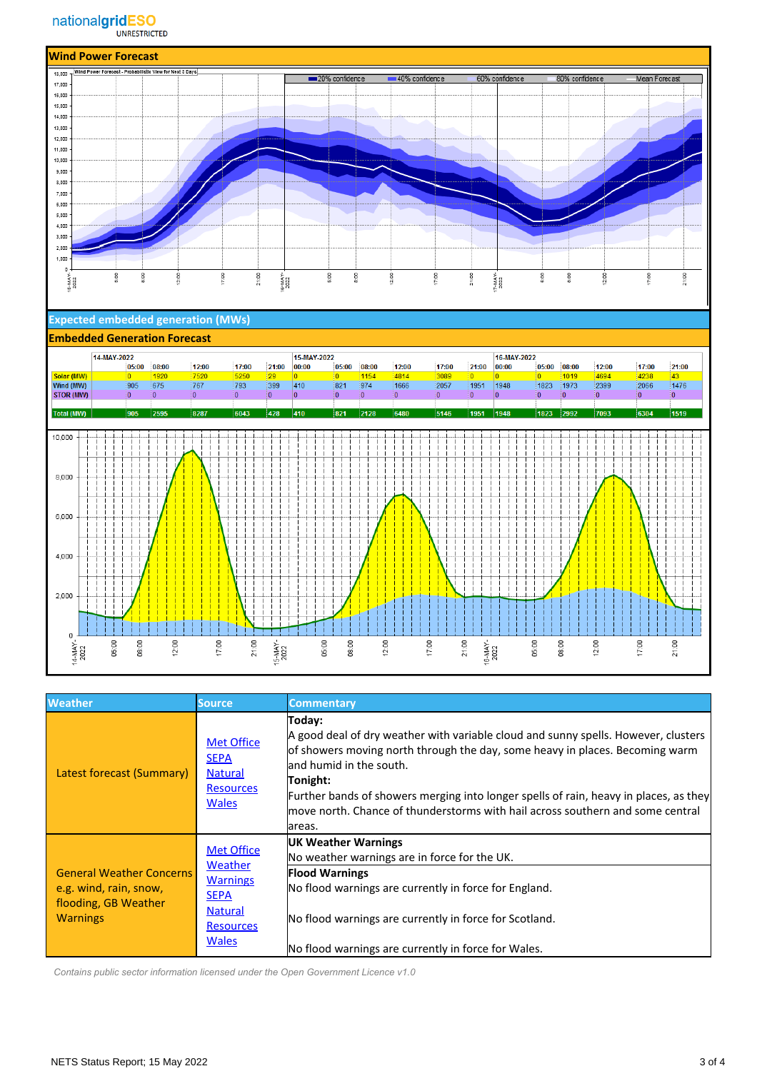nationalgridESO
UNRESTRICTED

## Wind Power Forecast

## Expected embedded generation (MWs)

## Embedded Generation Forecast

| | 14-MAY-2022 | | | | | 15-MAY-2022 | | | | | | 16-MAY-2022 | | | | | |
|---|---|---|---|---|---|---|---|---|---|---|---|---|---|---|---|---|---|
| | 05:00 | 08:00 | 12:00 | 17:00 | 21:00 | 00:00 | 05:00 | 08:00 | 12:00 | 17:00 | 21:00 | 00:00 | 05:00 | 08:00 | 12:00 | 17:00 | 21:00 |
| Solar (MW) | 0 | 1920 | 7520 | 5250 | 29 | 0 | 0 | 1154 | 4814 | 3089 | 0 | 0 | 0 | 1019 | 4694 | 4238 | 43 |
| Wind (MW) | 905 | 675 | 767 | 793 | 399 | 410 | 821 | 974 | 1666 | 2057 | 1951 | 1948 | 1823 | 1973 | 2399 | 2066 | 1476 |
| STOR (MW) | 0 | 0 | 0 | 0 | 0 | 0 | 0 | 0 | 0 | 0 | 0 | 0 | 0 | 0 | 0 | 0 | 0 |
| Total (MW) | 905 | 2595 | 8287 | 6043 | 428 | 410 | 821 | 2128 | 6480 | 5146 | 1951 | 1948 | 1823 | 2992 | 7093 | 6304 | 1519 |

| Weather | Source | Commentary |
|---|---|---|
| Latest forecast (Summary) | Met Office<br>SEPA<br>Natural Resources Wales | **Today:**<br>A good deal of dry weather with variable cloud and sunny spells. However, clusters of showers moving north through the day, some heavy in places. Becoming warm and humid in the south.<br>**Tonight:**<br>Further bands of showers merging into longer spells of rain, heavy in places, as they move north. Chance of thunderstorms with hail across southern and some central areas. |
| General Weather Concerns e.g. wind, rain, snow, flooding, GB Weather Warnings | Met Office Weather Warnings<br>SEPA<br>Natural Resources Wales | **UK Weather Warnings**<br>No weather warnings are in force for the UK.<br>**Flood Warnings**<br>No flood warnings are currently in force for England.<br><br>No flood warnings are currently in force for Scotland.<br><br>No flood warnings are currently in force for Wales. |

*Contains public sector information licensed under the Open Government Licence v1.0*

NETS Status Report; 15 May 2022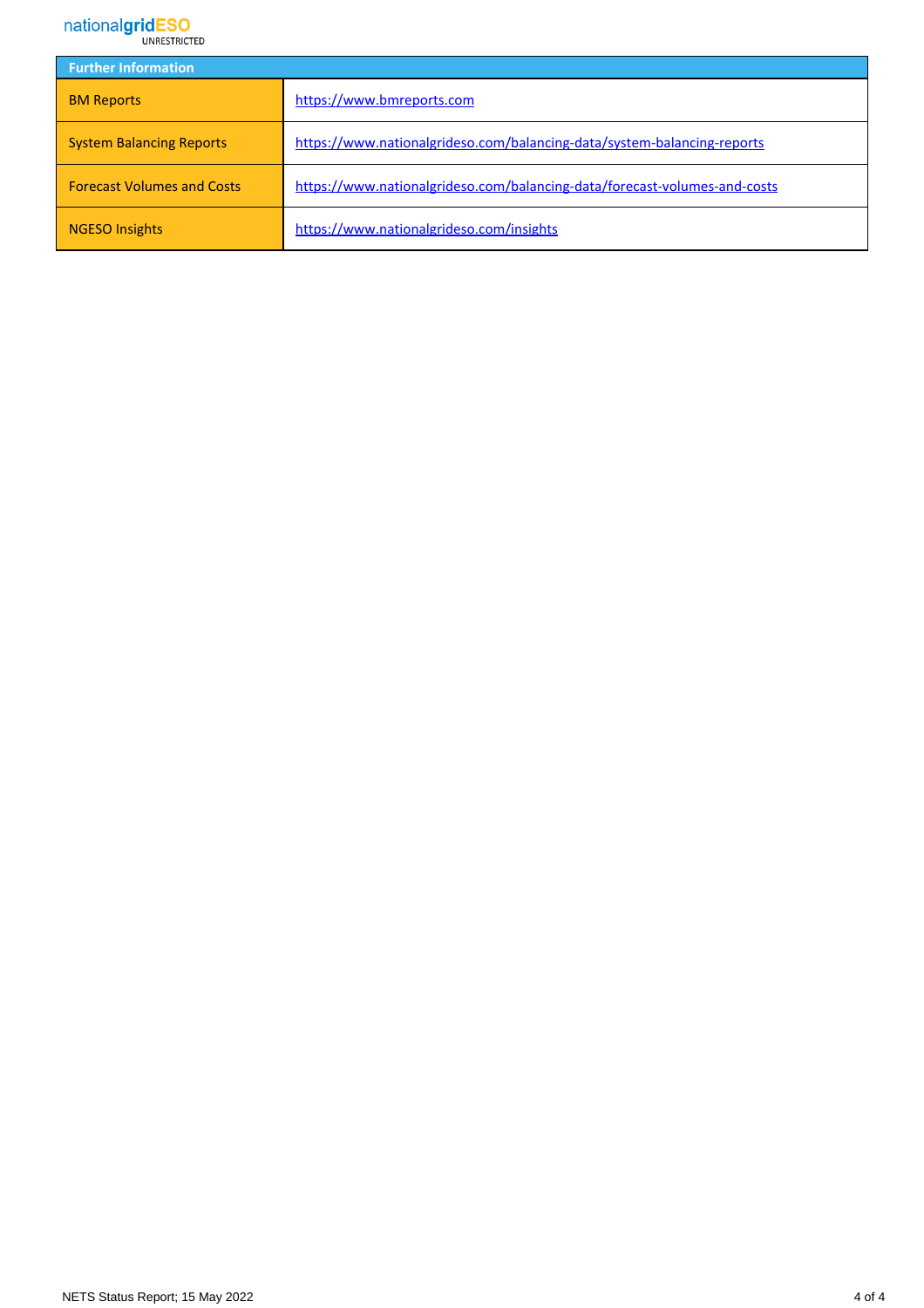| Further Information | |
|---|---|
| BM Reports | https://www.bmreports.com |
| System Balancing Reports | https://www.nationalgrideso.com/balancing-data/system-balancing-reports |
| Forecast Volumes and Costs | https://www.nationalgrideso.com/balancing-data/forecast-volumes-and-costs |
| NGESO Insights | https://www.nationalgrideso.com/insights |